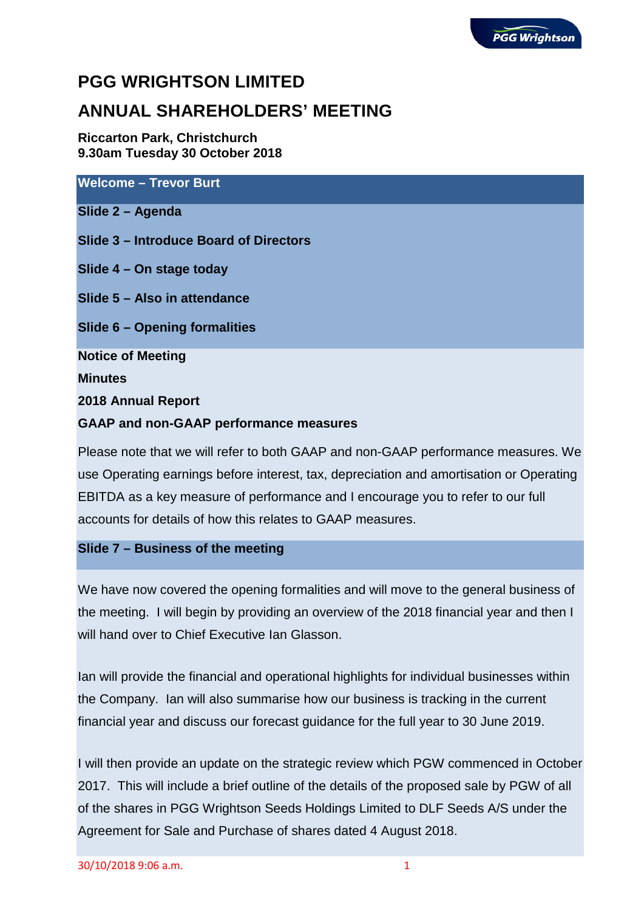# PGG WRIGHTSON LIMITED

# ANNUAL SHAREHOLDERS' MEETING

**Riccarton Park, Christchurch**
**9.30am Tuesday 30 October 2018**

## Welcome – Trevor Burt

**Slide 2 – Agenda**

**Slide 3 – Introduce Board of Directors**

**Slide 4 – On stage today**

**Slide 5 – Also in attendance**

**Slide 6 – Opening formalities**

**Notice of Meeting**

**Minutes**

**2018 Annual Report**

**GAAP and non-GAAP performance measures**

Please note that we will refer to both GAAP and non-GAAP performance measures. We use Operating earnings before interest, tax, depreciation and amortisation or Operating EBITDA as a key measure of performance and I encourage you to refer to our full accounts for details of how this relates to GAAP measures.

**Slide 7 – Business of the meeting**

We have now covered the opening formalities and will move to the general business of the meeting. I will begin by providing an overview of the 2018 financial year and then I will hand over to Chief Executive Ian Glasson.

Ian will provide the financial and operational highlights for individual businesses within the Company. Ian will also summarise how our business is tracking in the current financial year and discuss our forecast guidance for the full year to 30 June 2019.

I will then provide an update on the strategic review which PGW commenced in October 2017. This will include a brief outline of the details of the proposed sale by PGW of all of the shares in PGG Wrightson Seeds Holdings Limited to DLF Seeds A/S under the Agreement for Sale and Purchase of shares dated 4 August 2018.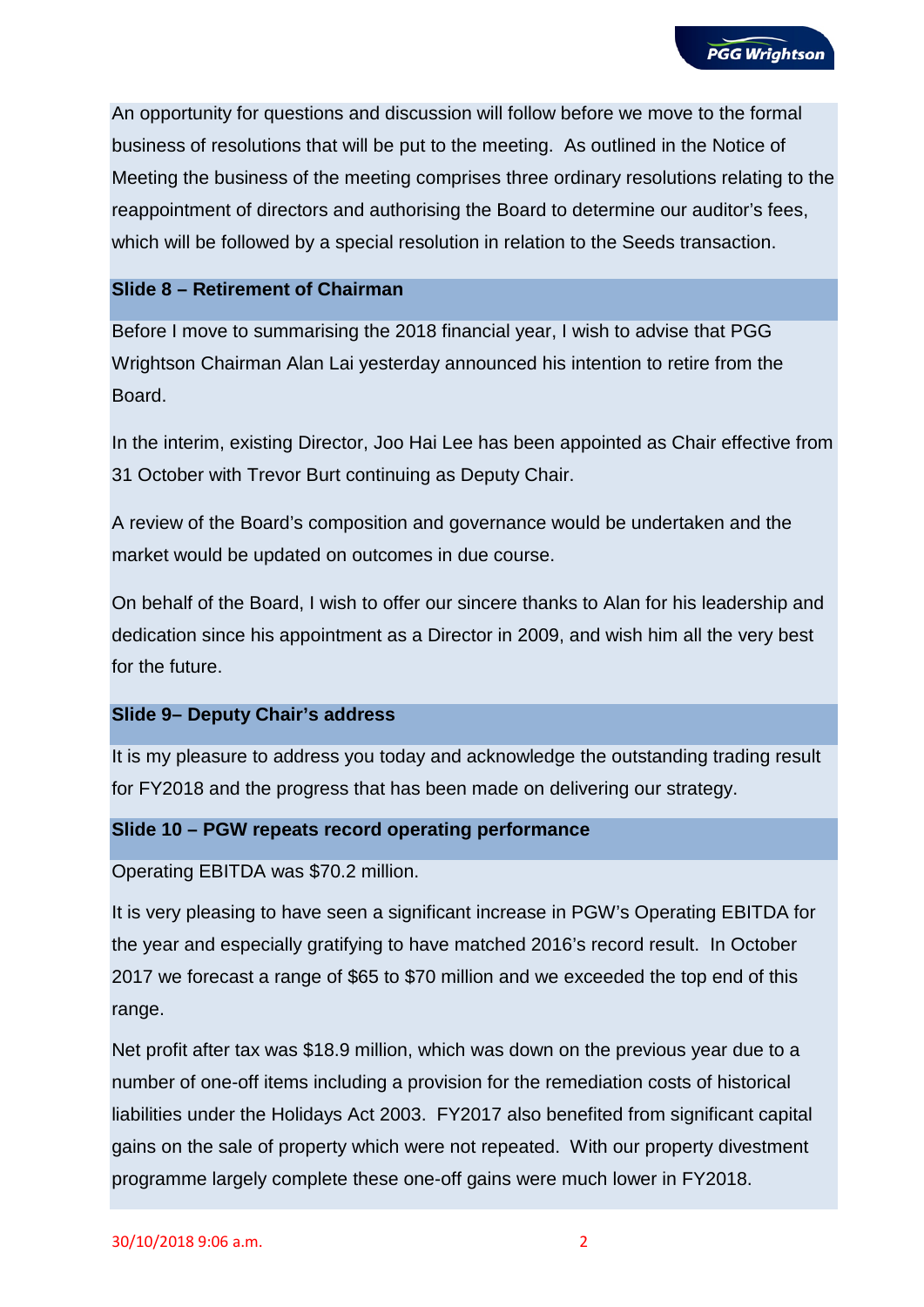An opportunity for questions and discussion will follow before we move to the formal business of resolutions that will be put to the meeting. As outlined in the Notice of Meeting the business of the meeting comprises three ordinary resolutions relating to the reappointment of directors and authorising the Board to determine our auditor's fees, which will be followed by a special resolution in relation to the Seeds transaction.

## Slide 8 – Retirement of Chairman

Before I move to summarising the 2018 financial year, I wish to advise that PGG Wrightson Chairman Alan Lai yesterday announced his intention to retire from the Board.

In the interim, existing Director, Joo Hai Lee has been appointed as Chair effective from 31 October with Trevor Burt continuing as Deputy Chair.

A review of the Board's composition and governance would be undertaken and the market would be updated on outcomes in due course.

On behalf of the Board, I wish to offer our sincere thanks to Alan for his leadership and dedication since his appointment as a Director in 2009, and wish him all the very best for the future.

## Slide 9– Deputy Chair's address

It is my pleasure to address you today and acknowledge the outstanding trading result for FY2018 and the progress that has been made on delivering our strategy.

## Slide 10 – PGW repeats record operating performance

Operating EBITDA was $70.2 million.

It is very pleasing to have seen a significant increase in PGW's Operating EBITDA for the year and especially gratifying to have matched 2016's record result. In October 2017 we forecast a range of $65 to $70 million and we exceeded the top end of this range.

Net profit after tax was $18.9 million, which was down on the previous year due to a number of one-off items including a provision for the remediation costs of historical liabilities under the Holidays Act 2003. FY2017 also benefited from significant capital gains on the sale of property which were not repeated. With our property divestment programme largely complete these one-off gains were much lower in FY2018.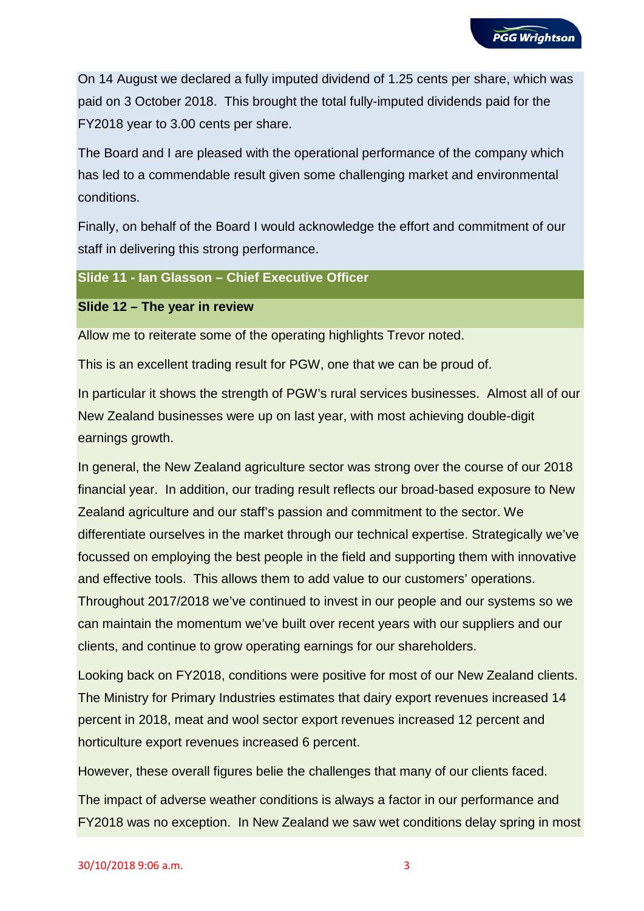On 14 August we declared a fully imputed dividend of 1.25 cents per share, which was paid on 3 October 2018. This brought the total fully-imputed dividends paid for the FY2018 year to 3.00 cents per share.

The Board and I are pleased with the operational performance of the company which has led to a commendable result given some challenging market and environmental conditions.

Finally, on behalf of the Board I would acknowledge the effort and commitment of our staff in delivering this strong performance.

## Slide 11 - Ian Glasson – Chief Executive Officer

### Slide 12 – The year in review

Allow me to reiterate some of the operating highlights Trevor noted.

This is an excellent trading result for PGW, one that we can be proud of.

In particular it shows the strength of PGW's rural services businesses. Almost all of our New Zealand businesses were up on last year, with most achieving double-digit earnings growth.

In general, the New Zealand agriculture sector was strong over the course of our 2018 financial year. In addition, our trading result reflects our broad-based exposure to New Zealand agriculture and our staff's passion and commitment to the sector. We differentiate ourselves in the market through our technical expertise. Strategically we've focussed on employing the best people in the field and supporting them with innovative and effective tools. This allows them to add value to our customers' operations. Throughout 2017/2018 we've continued to invest in our people and our systems so we can maintain the momentum we've built over recent years with our suppliers and our clients, and continue to grow operating earnings for our shareholders.

Looking back on FY2018, conditions were positive for most of our New Zealand clients. The Ministry for Primary Industries estimates that dairy export revenues increased 14 percent in 2018, meat and wool sector export revenues increased 12 percent and horticulture export revenues increased 6 percent.

However, these overall figures belie the challenges that many of our clients faced.

The impact of adverse weather conditions is always a factor in our performance and FY2018 was no exception. In New Zealand we saw wet conditions delay spring in most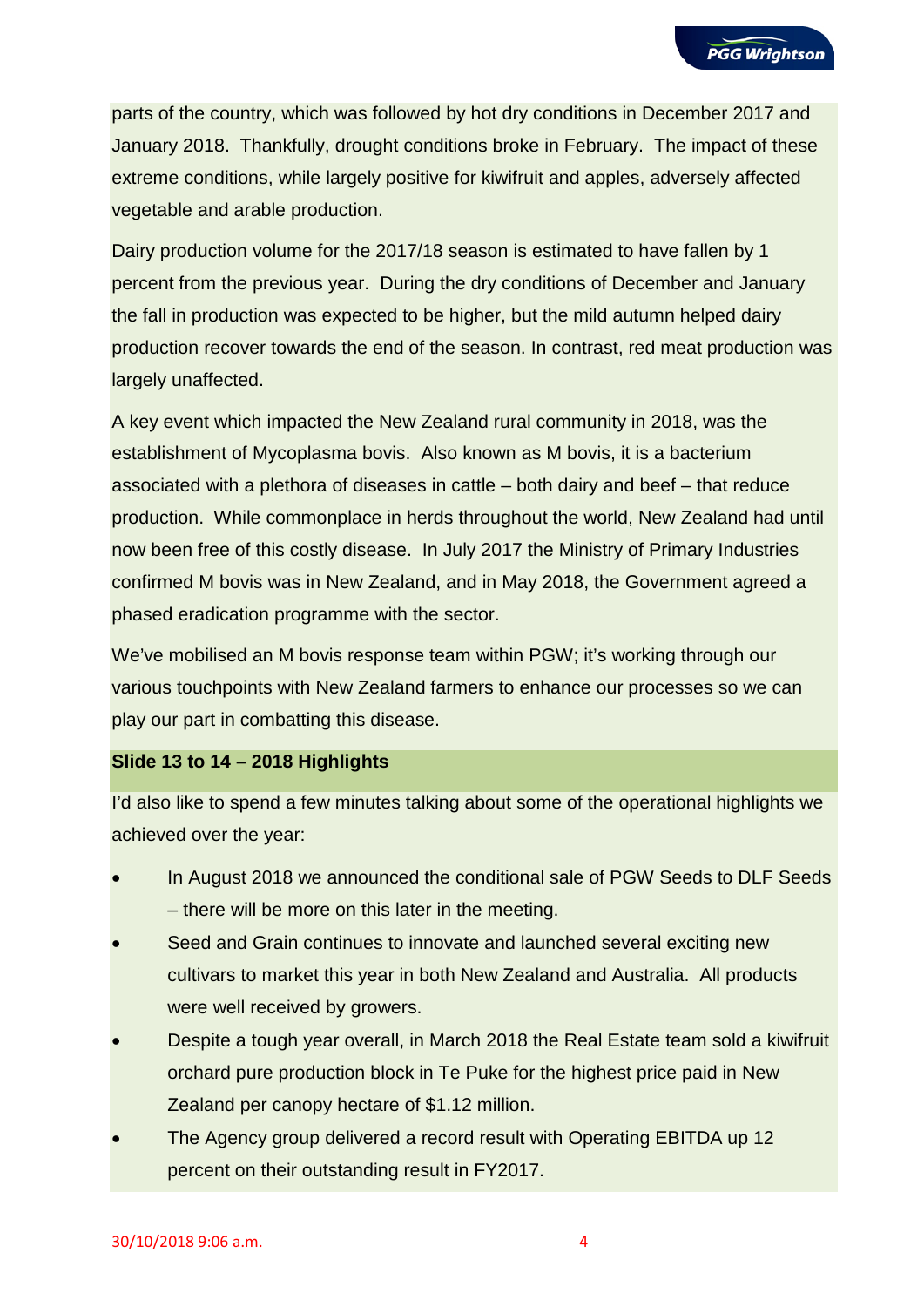parts of the country, which was followed by hot dry conditions in December 2017 and January 2018. Thankfully, drought conditions broke in February. The impact of these extreme conditions, while largely positive for kiwifruit and apples, adversely affected vegetable and arable production.

Dairy production volume for the 2017/18 season is estimated to have fallen by 1 percent from the previous year. During the dry conditions of December and January the fall in production was expected to be higher, but the mild autumn helped dairy production recover towards the end of the season. In contrast, red meat production was largely unaffected.

A key event which impacted the New Zealand rural community in 2018, was the establishment of Mycoplasma bovis. Also known as M bovis, it is a bacterium associated with a plethora of diseases in cattle – both dairy and beef – that reduce production. While commonplace in herds throughout the world, New Zealand had until now been free of this costly disease. In July 2017 the Ministry of Primary Industries confirmed M bovis was in New Zealand, and in May 2018, the Government agreed a phased eradication programme with the sector.

We've mobilised an M bovis response team within PGW; it's working through our various touchpoints with New Zealand farmers to enhance our processes so we can play our part in combatting this disease.

**Slide 13 to 14 – 2018 Highlights**

I'd also like to spend a few minutes talking about some of the operational highlights we achieved over the year:

- In August 2018 we announced the conditional sale of PGW Seeds to DLF Seeds – there will be more on this later in the meeting.
- Seed and Grain continues to innovate and launched several exciting new cultivars to market this year in both New Zealand and Australia. All products were well received by growers.
- Despite a tough year overall, in March 2018 the Real Estate team sold a kiwifruit orchard pure production block in Te Puke for the highest price paid in New Zealand per canopy hectare of $1.12 million.
- The Agency group delivered a record result with Operating EBITDA up 12 percent on their outstanding result in FY2017.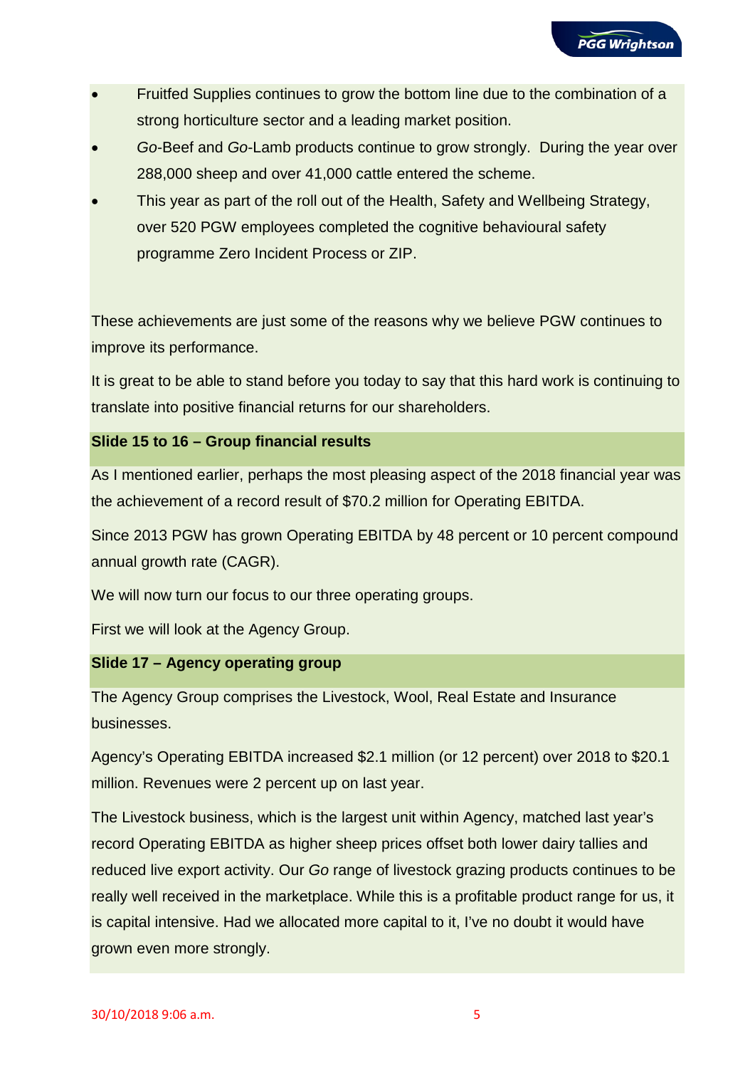- Fruitfed Supplies continues to grow the bottom line due to the combination of a strong horticulture sector and a leading market position.
- *Go*-Beef and *Go*-Lamb products continue to grow strongly. During the year over 288,000 sheep and over 41,000 cattle entered the scheme.
- This year as part of the roll out of the Health, Safety and Wellbeing Strategy, over 520 PGW employees completed the cognitive behavioural safety programme Zero Incident Process or ZIP.

These achievements are just some of the reasons why we believe PGW continues to improve its performance.

It is great to be able to stand before you today to say that this hard work is continuing to translate into positive financial returns for our shareholders.

**Slide 15 to 16 – Group financial results**

As I mentioned earlier, perhaps the most pleasing aspect of the 2018 financial year was the achievement of a record result of $70.2 million for Operating EBITDA.

Since 2013 PGW has grown Operating EBITDA by 48 percent or 10 percent compound annual growth rate (CAGR).

We will now turn our focus to our three operating groups.

First we will look at the Agency Group.

**Slide 17 – Agency operating group**

The Agency Group comprises the Livestock, Wool, Real Estate and Insurance businesses.

Agency's Operating EBITDA increased $2.1 million (or 12 percent) over 2018 to $20.1 million. Revenues were 2 percent up on last year.

The Livestock business, which is the largest unit within Agency, matched last year's record Operating EBITDA as higher sheep prices offset both lower dairy tallies and reduced live export activity. Our *Go* range of livestock grazing products continues to be really well received in the marketplace. While this is a profitable product range for us, it is capital intensive. Had we allocated more capital to it, I've no doubt it would have grown even more strongly.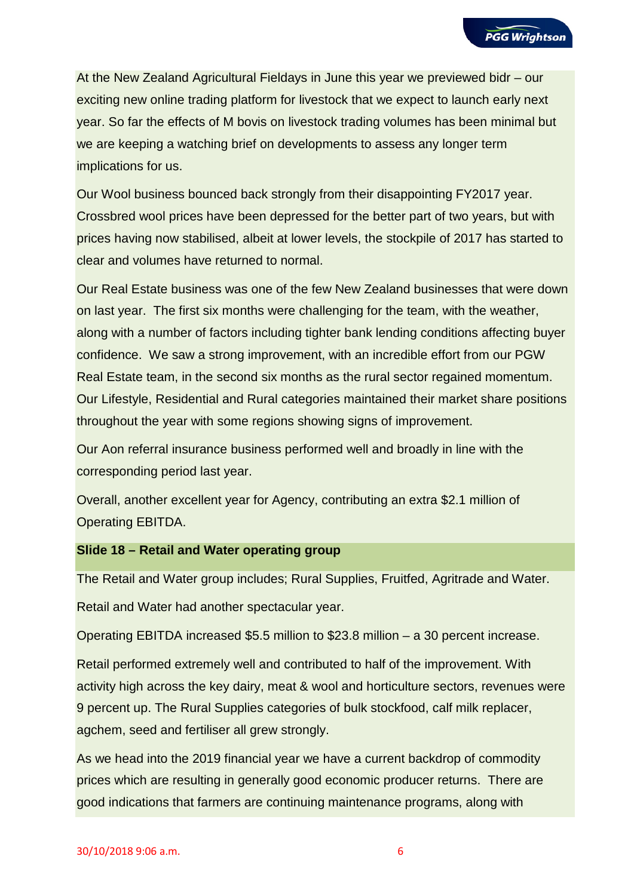At the New Zealand Agricultural Fieldays in June this year we previewed bidr – our exciting new online trading platform for livestock that we expect to launch early next year. So far the effects of M bovis on livestock trading volumes has been minimal but we are keeping a watching brief on developments to assess any longer term implications for us.

Our Wool business bounced back strongly from their disappointing FY2017 year. Crossbred wool prices have been depressed for the better part of two years, but with prices having now stabilised, albeit at lower levels, the stockpile of 2017 has started to clear and volumes have returned to normal.

Our Real Estate business was one of the few New Zealand businesses that were down on last year. The first six months were challenging for the team, with the weather, along with a number of factors including tighter bank lending conditions affecting buyer confidence. We saw a strong improvement, with an incredible effort from our PGW Real Estate team, in the second six months as the rural sector regained momentum. Our Lifestyle, Residential and Rural categories maintained their market share positions throughout the year with some regions showing signs of improvement.

Our Aon referral insurance business performed well and broadly in line with the corresponding period last year.

Overall, another excellent year for Agency, contributing an extra $2.1 million of Operating EBITDA.

**Slide 18 – Retail and Water operating group**

The Retail and Water group includes; Rural Supplies, Fruitfed, Agritrade and Water.

Retail and Water had another spectacular year.

Operating EBITDA increased $5.5 million to $23.8 million – a 30 percent increase.

Retail performed extremely well and contributed to half of the improvement. With activity high across the key dairy, meat & wool and horticulture sectors, revenues were 9 percent up. The Rural Supplies categories of bulk stockfood, calf milk replacer, agchem, seed and fertiliser all grew strongly.

As we head into the 2019 financial year we have a current backdrop of commodity prices which are resulting in generally good economic producer returns. There are good indications that farmers are continuing maintenance programs, along with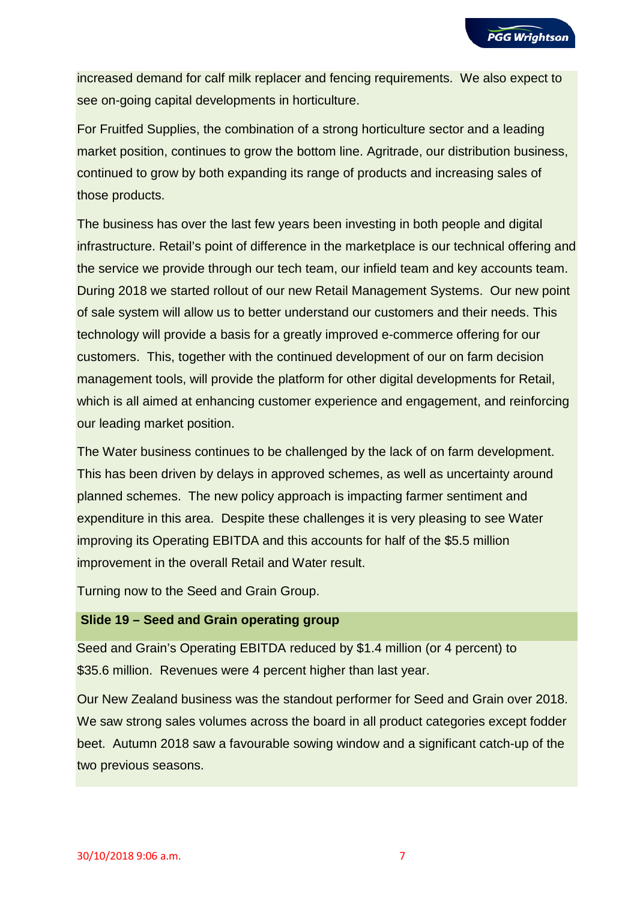increased demand for calf milk replacer and fencing requirements. We also expect to see on-going capital developments in horticulture.

For Fruitfed Supplies, the combination of a strong horticulture sector and a leading market position, continues to grow the bottom line. Agritrade, our distribution business, continued to grow by both expanding its range of products and increasing sales of those products.

The business has over the last few years been investing in both people and digital infrastructure. Retail's point of difference in the marketplace is our technical offering and the service we provide through our tech team, our infield team and key accounts team. During 2018 we started rollout of our new Retail Management Systems. Our new point of sale system will allow us to better understand our customers and their needs. This technology will provide a basis for a greatly improved e-commerce offering for our customers. This, together with the continued development of our on farm decision management tools, will provide the platform for other digital developments for Retail, which is all aimed at enhancing customer experience and engagement, and reinforcing our leading market position.

The Water business continues to be challenged by the lack of on farm development. This has been driven by delays in approved schemes, as well as uncertainty around planned schemes. The new policy approach is impacting farmer sentiment and expenditure in this area. Despite these challenges it is very pleasing to see Water improving its Operating EBITDA and this accounts for half of the $5.5 million improvement in the overall Retail and Water result.

Turning now to the Seed and Grain Group.

**Slide 19 – Seed and Grain operating group**

Seed and Grain's Operating EBITDA reduced by $1.4 million (or 4 percent) to $35.6 million. Revenues were 4 percent higher than last year.

Our New Zealand business was the standout performer for Seed and Grain over 2018. We saw strong sales volumes across the board in all product categories except fodder beet. Autumn 2018 saw a favourable sowing window and a significant catch-up of the two previous seasons.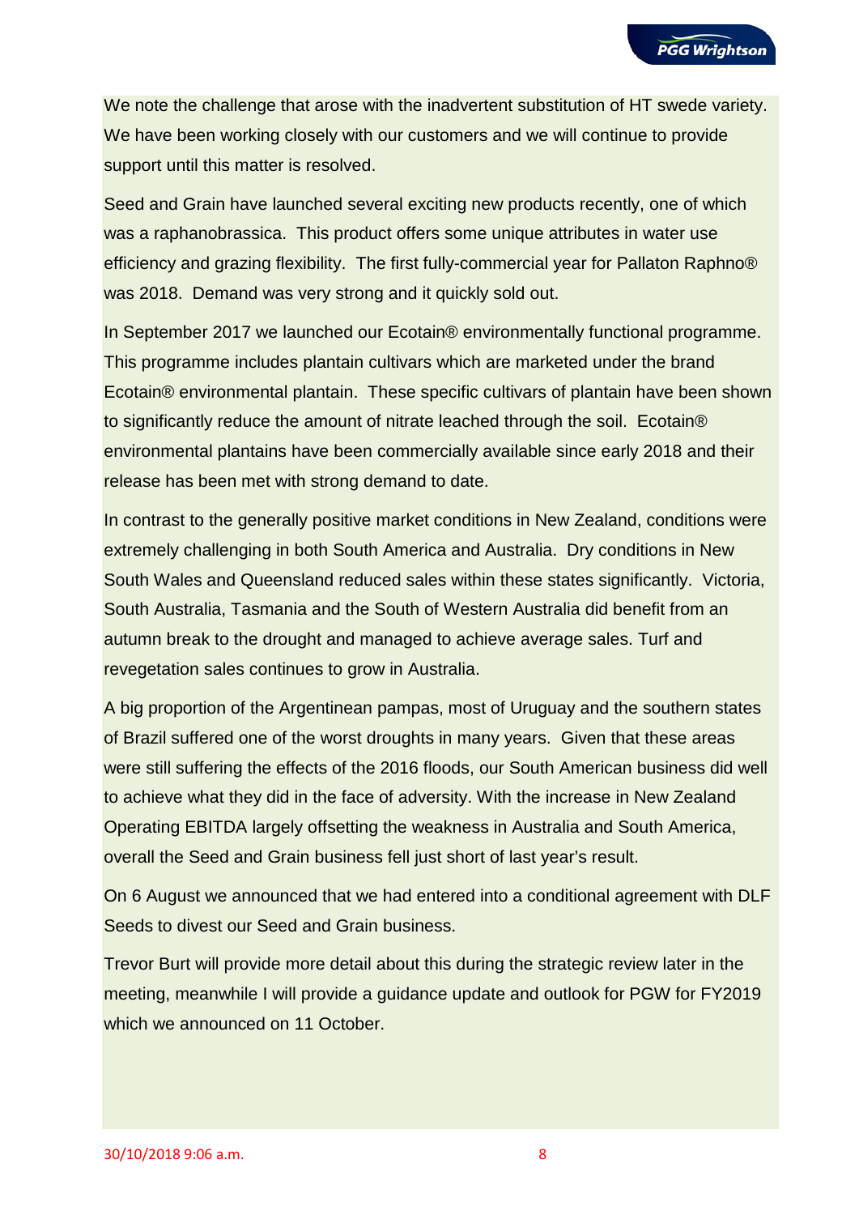We note the challenge that arose with the inadvertent substitution of HT swede variety. We have been working closely with our customers and we will continue to provide support until this matter is resolved.

Seed and Grain have launched several exciting new products recently, one of which was a raphanobrassica. This product offers some unique attributes in water use efficiency and grazing flexibility. The first fully-commercial year for Pallaton Raphno® was 2018. Demand was very strong and it quickly sold out.

In September 2017 we launched our Ecotain® environmentally functional programme. This programme includes plantain cultivars which are marketed under the brand Ecotain® environmental plantain. These specific cultivars of plantain have been shown to significantly reduce the amount of nitrate leached through the soil. Ecotain® environmental plantains have been commercially available since early 2018 and their release has been met with strong demand to date.

In contrast to the generally positive market conditions in New Zealand, conditions were extremely challenging in both South America and Australia. Dry conditions in New South Wales and Queensland reduced sales within these states significantly. Victoria, South Australia, Tasmania and the South of Western Australia did benefit from an autumn break to the drought and managed to achieve average sales. Turf and revegetation sales continues to grow in Australia.

A big proportion of the Argentinean pampas, most of Uruguay and the southern states of Brazil suffered one of the worst droughts in many years. Given that these areas were still suffering the effects of the 2016 floods, our South American business did well to achieve what they did in the face of adversity. With the increase in New Zealand Operating EBITDA largely offsetting the weakness in Australia and South America, overall the Seed and Grain business fell just short of last year's result.

On 6 August we announced that we had entered into a conditional agreement with DLF Seeds to divest our Seed and Grain business.

Trevor Burt will provide more detail about this during the strategic review later in the meeting, meanwhile I will provide a guidance update and outlook for PGW for FY2019 which we announced on 11 October.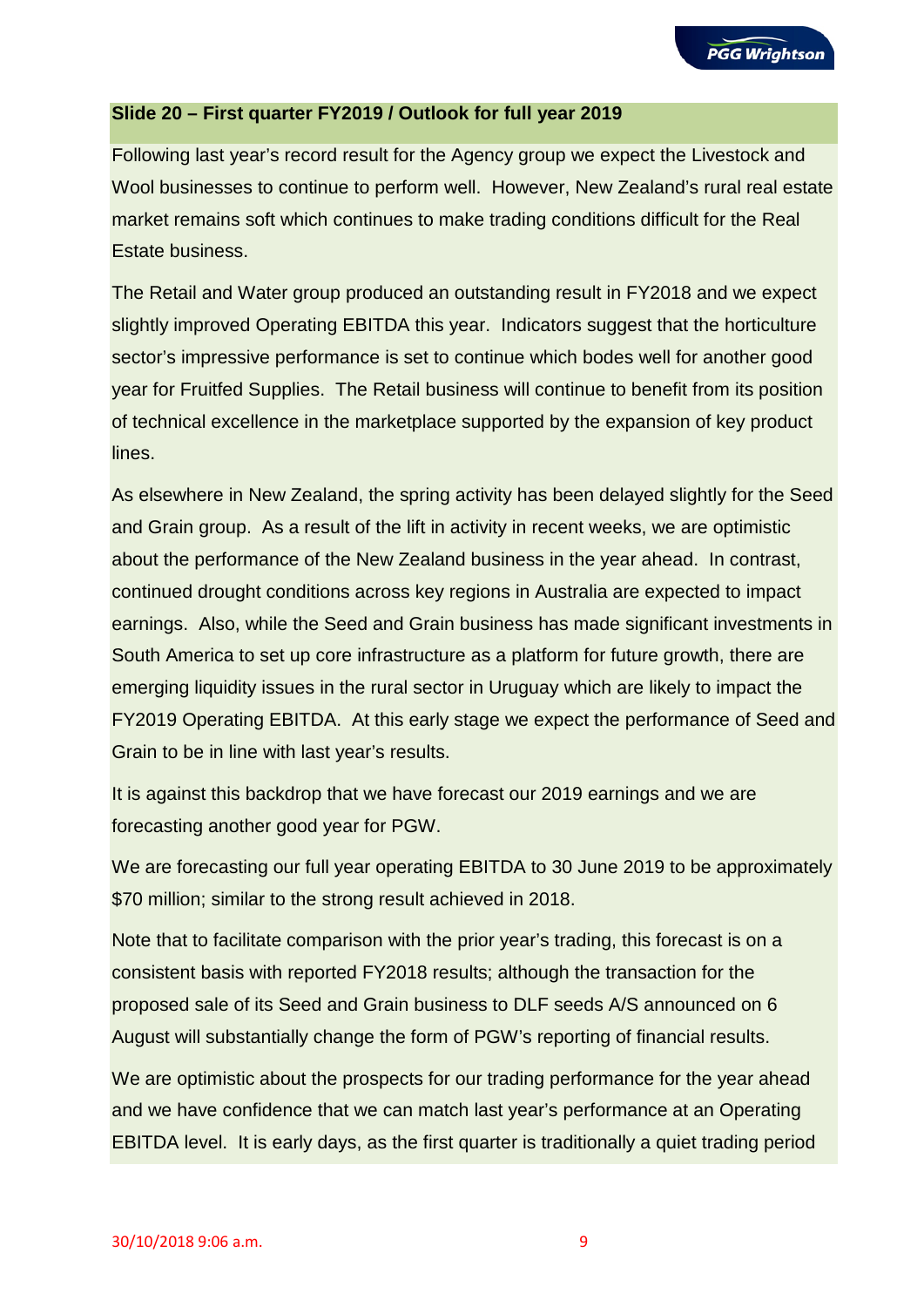**Slide 20 – First quarter FY2019 / Outlook for full year 2019**

Following last year's record result for the Agency group we expect the Livestock and Wool businesses to continue to perform well. However, New Zealand's rural real estate market remains soft which continues to make trading conditions difficult for the Real Estate business.

The Retail and Water group produced an outstanding result in FY2018 and we expect slightly improved Operating EBITDA this year. Indicators suggest that the horticulture sector's impressive performance is set to continue which bodes well for another good year for Fruitfed Supplies. The Retail business will continue to benefit from its position of technical excellence in the marketplace supported by the expansion of key product lines.

As elsewhere in New Zealand, the spring activity has been delayed slightly for the Seed and Grain group. As a result of the lift in activity in recent weeks, we are optimistic about the performance of the New Zealand business in the year ahead. In contrast, continued drought conditions across key regions in Australia are expected to impact earnings. Also, while the Seed and Grain business has made significant investments in South America to set up core infrastructure as a platform for future growth, there are emerging liquidity issues in the rural sector in Uruguay which are likely to impact the FY2019 Operating EBITDA. At this early stage we expect the performance of Seed and Grain to be in line with last year's results.

It is against this backdrop that we have forecast our 2019 earnings and we are forecasting another good year for PGW.

We are forecasting our full year operating EBITDA to 30 June 2019 to be approximately $70 million; similar to the strong result achieved in 2018.

Note that to facilitate comparison with the prior year's trading, this forecast is on a consistent basis with reported FY2018 results; although the transaction for the proposed sale of its Seed and Grain business to DLF seeds A/S announced on 6 August will substantially change the form of PGW's reporting of financial results.

We are optimistic about the prospects for our trading performance for the year ahead and we have confidence that we can match last year's performance at an Operating EBITDA level. It is early days, as the first quarter is traditionally a quiet trading period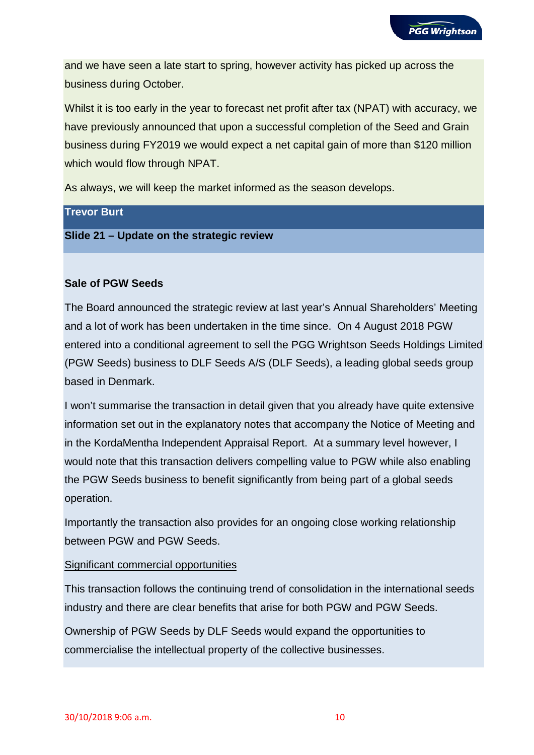and we have seen a late start to spring, however activity has picked up across the business during October.

Whilst it is too early in the year to forecast net profit after tax (NPAT) with accuracy, we have previously announced that upon a successful completion of the Seed and Grain business during FY2019 we would expect a net capital gain of more than $120 million which would flow through NPAT.

As always, we will keep the market informed as the season develops.

**Trevor Burt**

**Slide 21 – Update on the strategic review**

**Sale of PGW Seeds**

The Board announced the strategic review at last year's Annual Shareholders' Meeting and a lot of work has been undertaken in the time since. On 4 August 2018 PGW entered into a conditional agreement to sell the PGG Wrightson Seeds Holdings Limited (PGW Seeds) business to DLF Seeds A/S (DLF Seeds), a leading global seeds group based in Denmark.

I won't summarise the transaction in detail given that you already have quite extensive information set out in the explanatory notes that accompany the Notice of Meeting and in the KordaMentha Independent Appraisal Report. At a summary level however, I would note that this transaction delivers compelling value to PGW while also enabling the PGW Seeds business to benefit significantly from being part of a global seeds operation.

Importantly the transaction also provides for an ongoing close working relationship between PGW and PGW Seeds.

<u>Significant commercial opportunities</u>

This transaction follows the continuing trend of consolidation in the international seeds industry and there are clear benefits that arise for both PGW and PGW Seeds.

Ownership of PGW Seeds by DLF Seeds would expand the opportunities to commercialise the intellectual property of the collective businesses.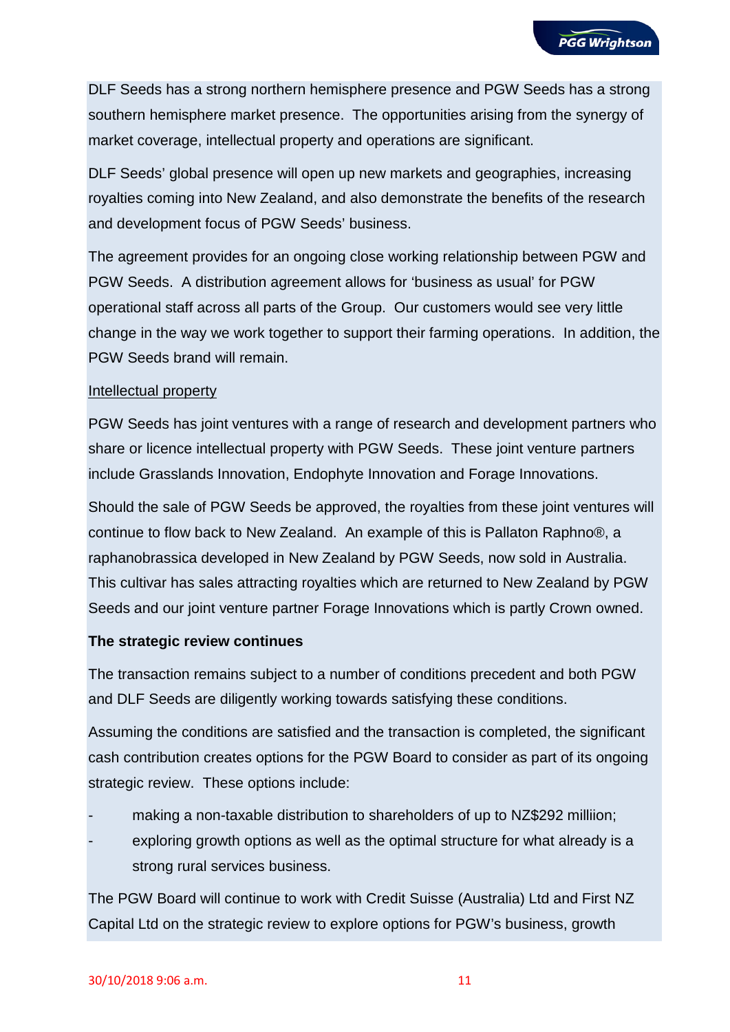DLF Seeds has a strong northern hemisphere presence and PGW Seeds has a strong southern hemisphere market presence. The opportunities arising from the synergy of market coverage, intellectual property and operations are significant.

DLF Seeds' global presence will open up new markets and geographies, increasing royalties coming into New Zealand, and also demonstrate the benefits of the research and development focus of PGW Seeds' business.

The agreement provides for an ongoing close working relationship between PGW and PGW Seeds. A distribution agreement allows for 'business as usual' for PGW operational staff across all parts of the Group. Our customers would see very little change in the way we work together to support their farming operations. In addition, the PGW Seeds brand will remain.

Intellectual property

PGW Seeds has joint ventures with a range of research and development partners who share or licence intellectual property with PGW Seeds. These joint venture partners include Grasslands Innovation, Endophyte Innovation and Forage Innovations.

Should the sale of PGW Seeds be approved, the royalties from these joint ventures will continue to flow back to New Zealand. An example of this is Pallaton Raphno®, a raphanobrassica developed in New Zealand by PGW Seeds, now sold in Australia. This cultivar has sales attracting royalties which are returned to New Zealand by PGW Seeds and our joint venture partner Forage Innovations which is partly Crown owned.

**The strategic review continues**

The transaction remains subject to a number of conditions precedent and both PGW and DLF Seeds are diligently working towards satisfying these conditions.

Assuming the conditions are satisfied and the transaction is completed, the significant cash contribution creates options for the PGW Board to consider as part of its ongoing strategic review. These options include:

- making a non-taxable distribution to shareholders of up to NZ$292 milliion;
- exploring growth options as well as the optimal structure for what already is a strong rural services business.

The PGW Board will continue to work with Credit Suisse (Australia) Ltd and First NZ Capital Ltd on the strategic review to explore options for PGW's business, growth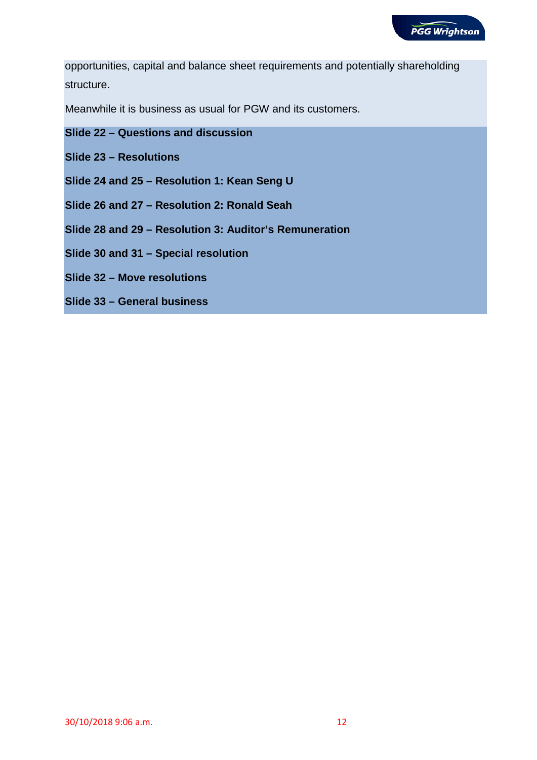opportunities, capital and balance sheet requirements and potentially shareholding structure.

Meanwhile it is business as usual for PGW and its customers.

**Slide 22 – Questions and discussion**

**Slide 23 – Resolutions**

**Slide 24 and 25 – Resolution 1: Kean Seng U**

**Slide 26 and 27 – Resolution 2: Ronald Seah**

**Slide 28 and 29 – Resolution 3: Auditor's Remuneration**

**Slide 30 and 31 – Special resolution**

**Slide 32 – Move resolutions**

**Slide 33 – General business**